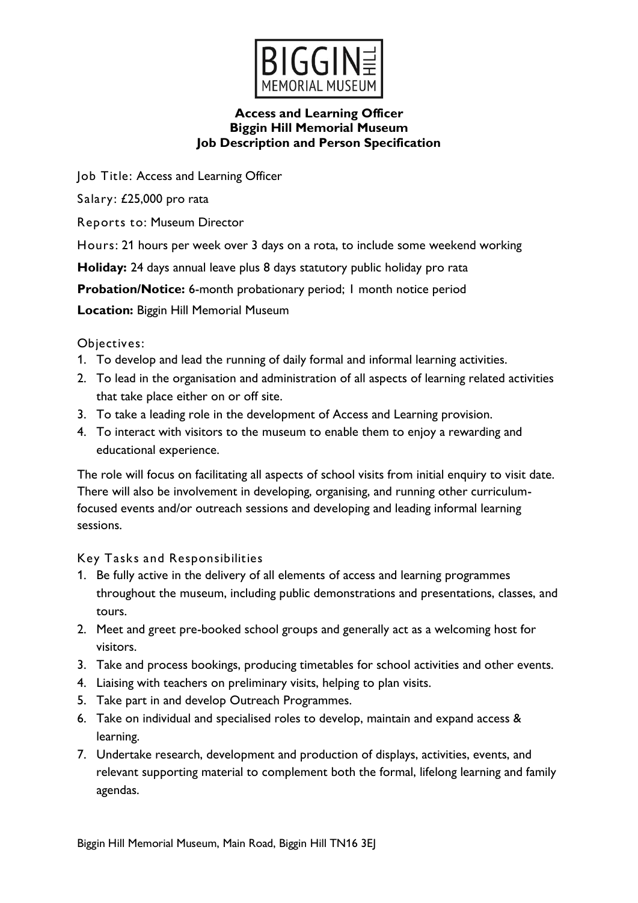BIGGIN HILL MEMORIAL MUSEUM

**Access and Learning Officer**
**Biggin Hill Memorial Museum**
**Job Description and Person Specification**

Job Title: Access and Learning Officer

Salary: £25,000 pro rata

Reports to: Museum Director

Hours: 21 hours per week over 3 days on a rota, to include some weekend working

**Holiday:** 24 days annual leave plus 8 days statutory public holiday pro rata

**Probation/Notice:** 6-month probationary period; 1 month notice period

**Location:** Biggin Hill Memorial Museum

## Objectives:

1. To develop and lead the running of daily formal and informal learning activities.
2. To lead in the organisation and administration of all aspects of learning related activities that take place either on or off site.
3. To take a leading role in the development of Access and Learning provision.
4. To interact with visitors to the museum to enable them to enjoy a rewarding and educational experience.

The role will focus on facilitating all aspects of school visits from initial enquiry to visit date. There will also be involvement in developing, organising, and running other curriculum-focused events and/or outreach sessions and developing and leading informal learning sessions.

## Key Tasks and Responsibilities

1. Be fully active in the delivery of all elements of access and learning programmes throughout the museum, including public demonstrations and presentations, classes, and tours.
2. Meet and greet pre-booked school groups and generally act as a welcoming host for visitors.
3. Take and process bookings, producing timetables for school activities and other events.
4. Liaising with teachers on preliminary visits, helping to plan visits.
5. Take part in and develop Outreach Programmes.
6. Take on individual and specialised roles to develop, maintain and expand access & learning.
7. Undertake research, development and production of displays, activities, events, and relevant supporting material to complement both the formal, lifelong learning and family agendas.

Biggin Hill Memorial Museum, Main Road, Biggin Hill TN16 3EJ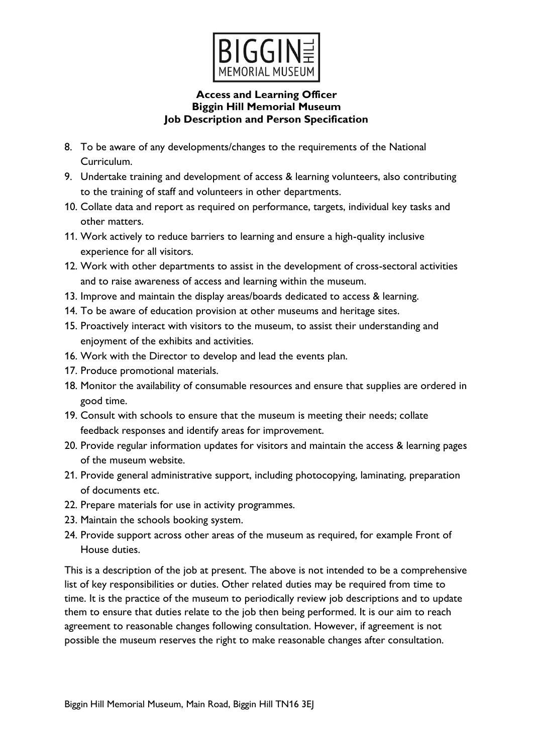8. To be aware of any developments/changes to the requirements of the National Curriculum.
9. Undertake training and development of access & learning volunteers, also contributing to the training of staff and volunteers in other departments.
10. Collate data and report as required on performance, targets, individual key tasks and other matters.
11. Work actively to reduce barriers to learning and ensure a high-quality inclusive experience for all visitors.
12. Work with other departments to assist in the development of cross-sectoral activities and to raise awareness of access and learning within the museum.
13. Improve and maintain the display areas/boards dedicated to access & learning.
14. To be aware of education provision at other museums and heritage sites.
15. Proactively interact with visitors to the museum, to assist their understanding and enjoyment of the exhibits and activities.
16. Work with the Director to develop and lead the events plan.
17. Produce promotional materials.
18. Monitor the availability of consumable resources and ensure that supplies are ordered in good time.
19. Consult with schools to ensure that the museum is meeting their needs; collate feedback responses and identify areas for improvement.
20. Provide regular information updates for visitors and maintain the access & learning pages of the museum website.
21. Provide general administrative support, including photocopying, laminating, preparation of documents etc.
22. Prepare materials for use in activity programmes.
23. Maintain the schools booking system.
24. Provide support across other areas of the museum as required, for example Front of House duties.

This is a description of the job at present. The above is not intended to be a comprehensive list of key responsibilities or duties. Other related duties may be required from time to time. It is the practice of the museum to periodically review job descriptions and to update them to ensure that duties relate to the job then being performed. It is our aim to reach agreement to reasonable changes following consultation. However, if agreement is not possible the museum reserves the right to make reasonable changes after consultation.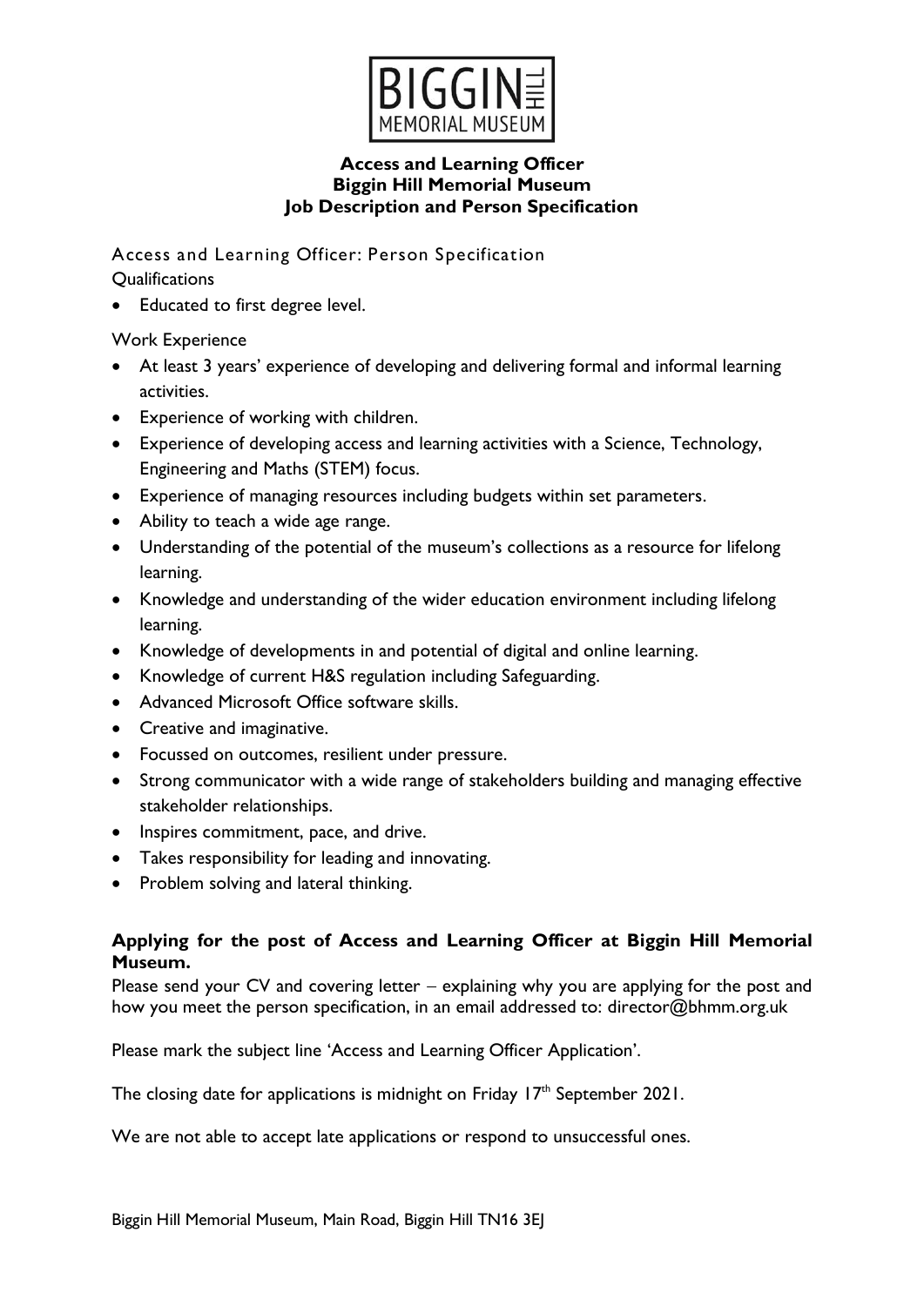**Access and Learning Officer**
**Biggin Hill Memorial Museum**
**Job Description and Person Specification**

## Access and Learning Officer: Person Specification

Qualifications

- Educated to first degree level.

Work Experience

- At least 3 years' experience of developing and delivering formal and informal learning activities.
- Experience of working with children.
- Experience of developing access and learning activities with a Science, Technology, Engineering and Maths (STEM) focus.
- Experience of managing resources including budgets within set parameters.
- Ability to teach a wide age range.
- Understanding of the potential of the museum's collections as a resource for lifelong learning.
- Knowledge and understanding of the wider education environment including lifelong learning.
- Knowledge of developments in and potential of digital and online learning.
- Knowledge of current H&S regulation including Safeguarding.
- Advanced Microsoft Office software skills.
- Creative and imaginative.
- Focussed on outcomes, resilient under pressure.
- Strong communicator with a wide range of stakeholders building and managing effective stakeholder relationships.
- Inspires commitment, pace, and drive.
- Takes responsibility for leading and innovating.
- Problem solving and lateral thinking.

### Applying for the post of Access and Learning Officer at Biggin Hill Memorial Museum.

Please send your CV and covering letter – explaining why you are applying for the post and how you meet the person specification, in an email addressed to: director@bhmm.org.uk

Please mark the subject line 'Access and Learning Officer Application'.

The closing date for applications is midnight on Friday 17th September 2021.

We are not able to accept late applications or respond to unsuccessful ones.

Biggin Hill Memorial Museum, Main Road, Biggin Hill TN16 3EJ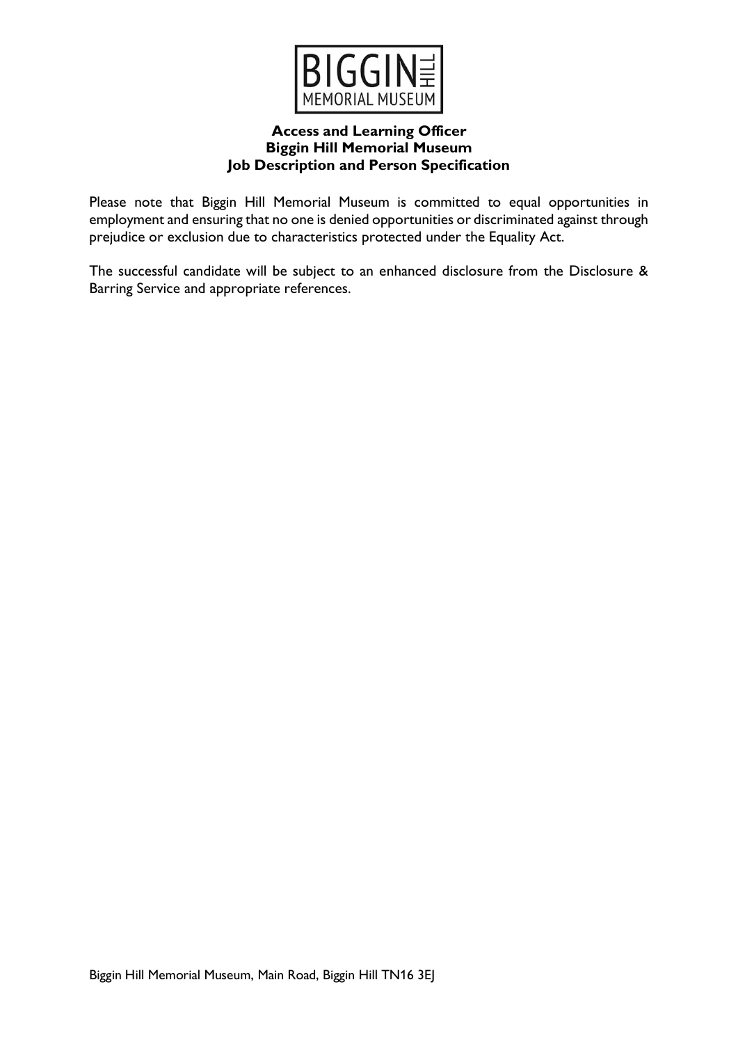BIGGIN HILL
MEMORIAL MUSEUM

**Access and Learning Officer**
**Biggin Hill Memorial Museum**
**Job Description and Person Specification**

Please note that Biggin Hill Memorial Museum is committed to equal opportunities in employment and ensuring that no one is denied opportunities or discriminated against through prejudice or exclusion due to characteristics protected under the Equality Act.

The successful candidate will be subject to an enhanced disclosure from the Disclosure & Barring Service and appropriate references.

Biggin Hill Memorial Museum, Main Road, Biggin Hill TN16 3EJ